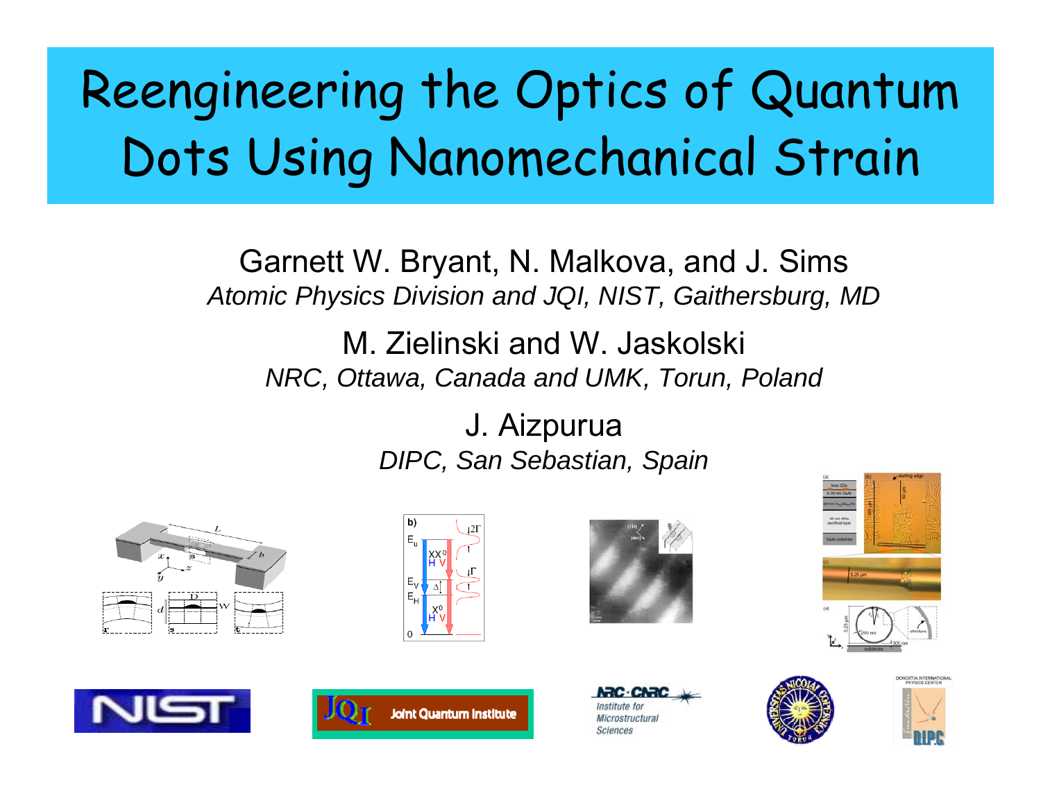# Reengineering the Optics of Quantum Dots Using Nanomechanical Strain

Garnett W. Bryant, N. Malkova, and J. Sims

*Atomic Physics Division and JQI, NIST, Gaithersburg, MD*

M. Zielinski and W. Jaskolski

*NRC, Ottawa, Canada and UMK, Torun, Poland*

J. Aizpurua

*DIPC, San Sebastian, Spain*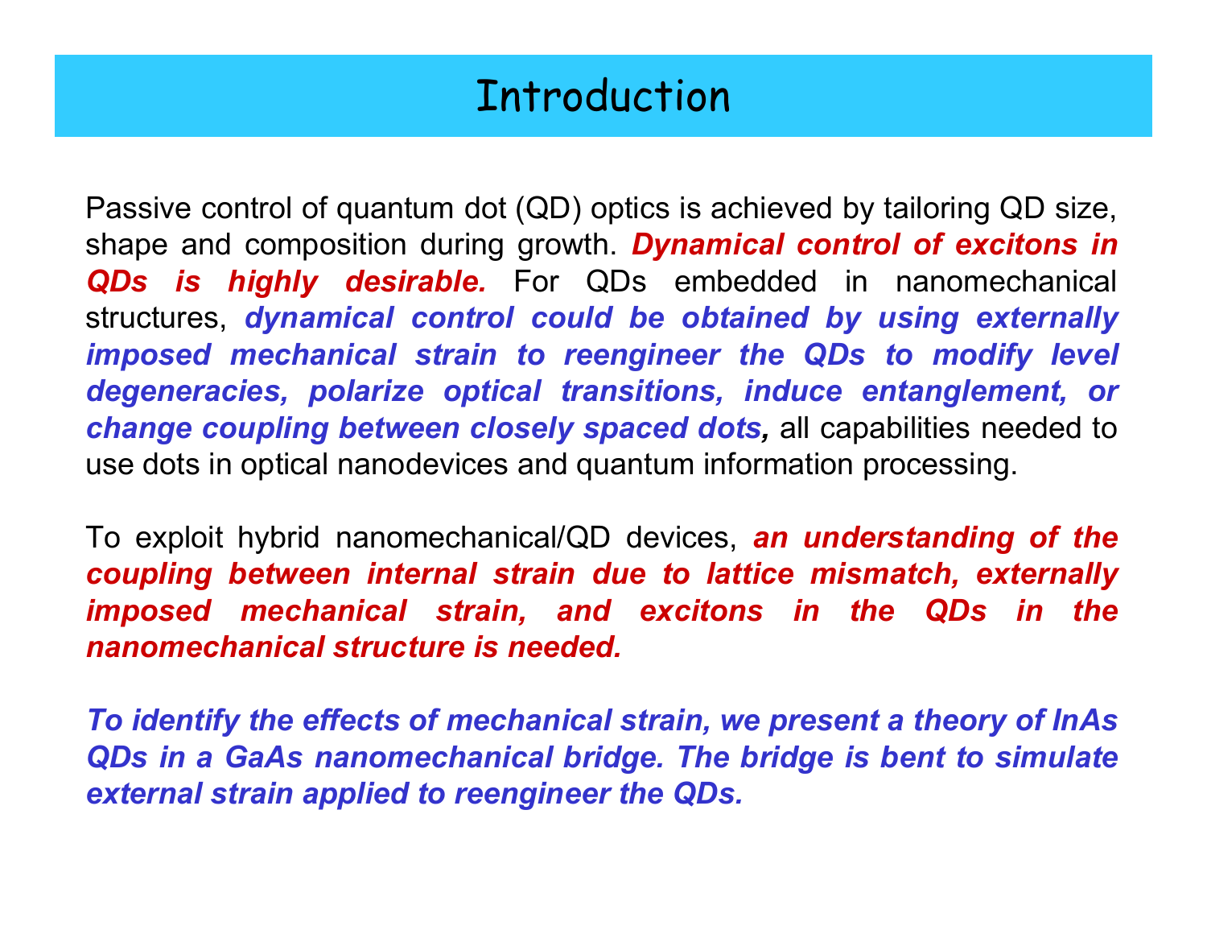# Introduction

Passive control of quantum dot (QD) optics is achieved by tailoring QD size, shape and composition during growth. ***Dynamical control of excitons in QDs is highly desirable.*** For QDs embedded in nanomechanical structures, ***dynamical control could be obtained by using externally imposed mechanical strain to reengineer the QDs to modify level degeneracies, polarize optical transitions, induce entanglement, or change coupling between closely spaced dots,*** all capabilities needed to use dots in optical nanodevices and quantum information processing.

To exploit hybrid nanomechanical/QD devices, ***an understanding of the coupling between internal strain due to lattice mismatch, externally imposed mechanical strain, and excitons in the QDs in the nanomechanical structure is needed.***

***To identify the effects of mechanical strain, we present a theory of InAs QDs in a GaAs nanomechanical bridge. The bridge is bent to simulate external strain applied to reengineer the QDs.***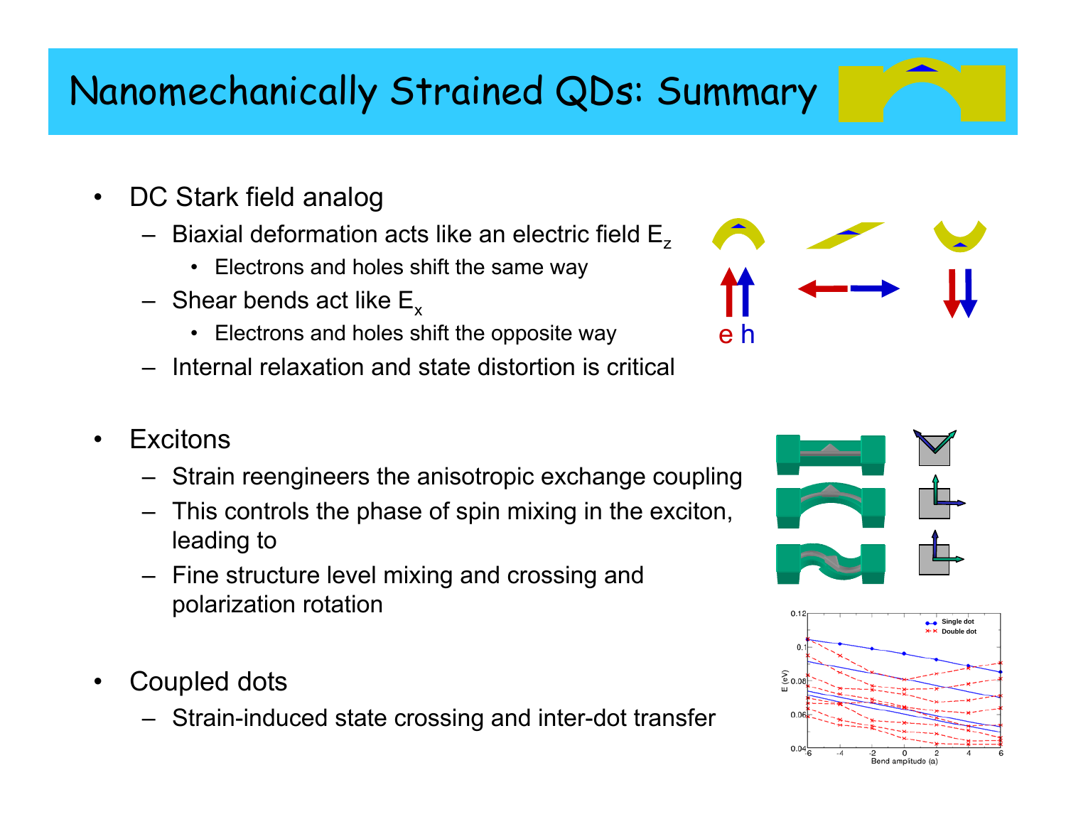# Nanomechanically Strained QDs: Summary

- DC Stark field analog
  - Biaxial deformation acts like an electric field $E_z$
    - Electrons and holes shift the same way
  - Shear bends act like $E_x$
    - Electrons and holes shift the opposite way
  - Internal relaxation and state distortion is critical

- Excitons
  - Strain reengineers the anisotropic exchange coupling
  - This controls the phase of spin mixing in the exciton, leading to
  - Fine structure level mixing and crossing and polarization rotation

- Coupled dots
  - Strain-induced state crossing and inter-dot transfer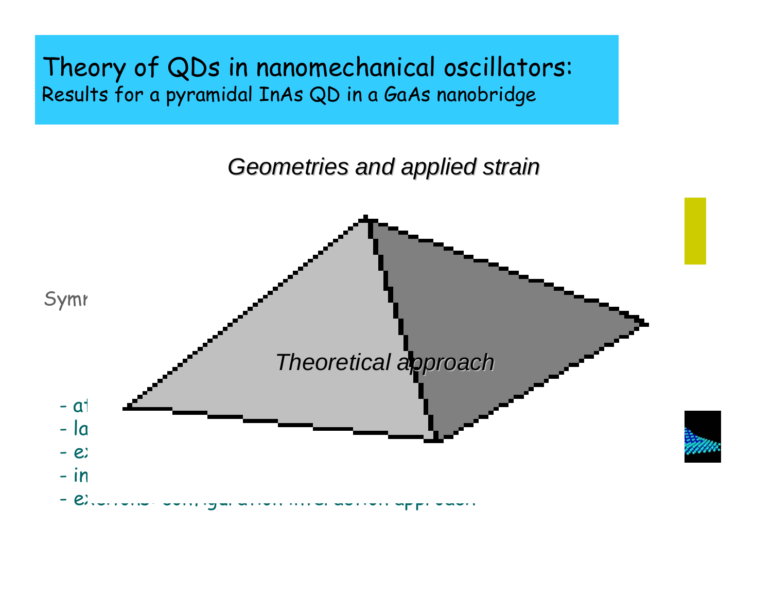# Theory of QDs in nanomechanical oscillators:

Results for a pyramidal InAs QD in a GaAs nanobridge

*Geometries and applied strain*

Symr

*Theoretical approach*

- at
- la
- ex
- in
- ex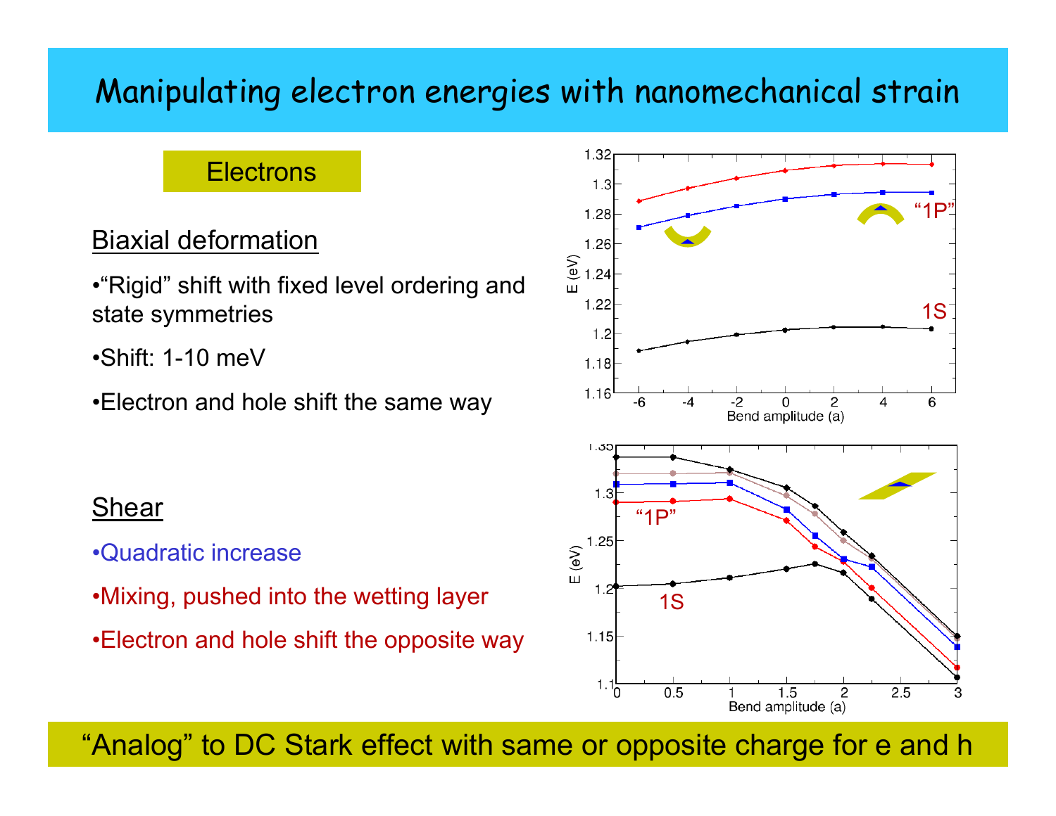# Manipulating electron energies with nanomechanical strain

**Electrons**

## Biaxial deformation

- "Rigid" shift with fixed level ordering and state symmetries
- Shift: 1-10 meV
- Electron and hole shift the same way

## Shear

- Quadratic increase
- Mixing, pushed into the wetting layer
- Electron and hole shift the opposite way

"Analog" to DC Stark effect with same or opposite charge for e and h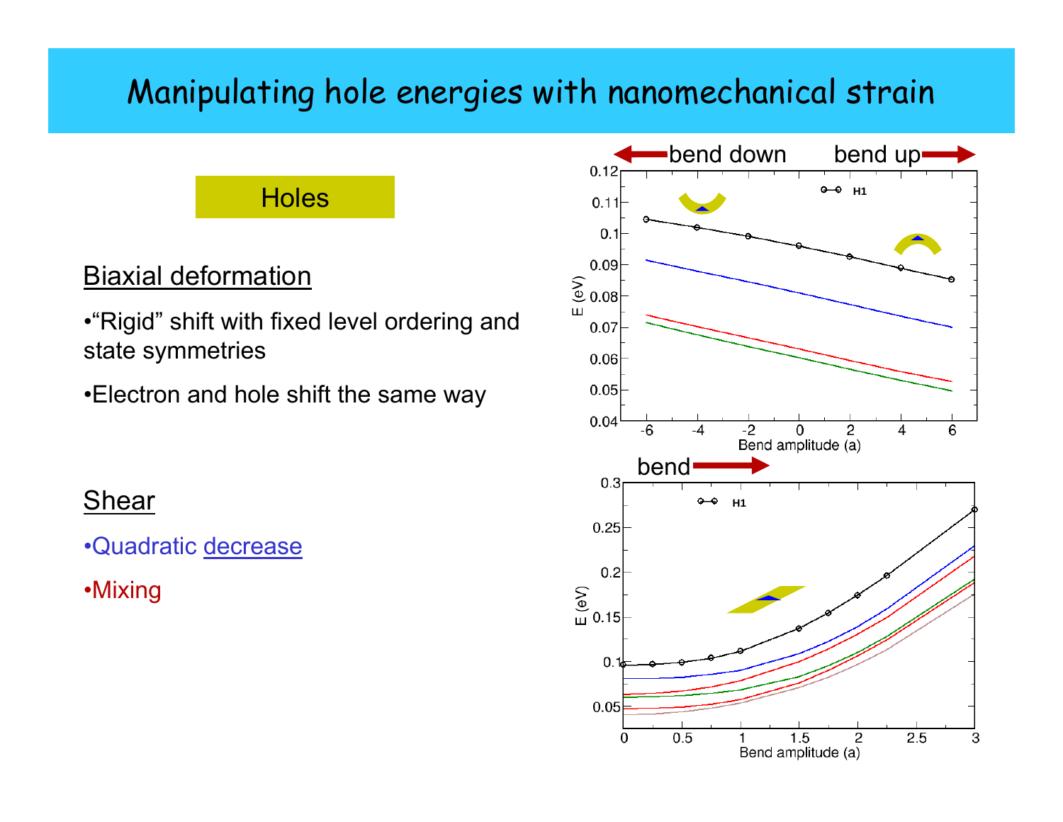# Manipulating hole energies with nanomechanical strain

Holes

## Biaxial deformation

- "Rigid" shift with fixed level ordering and state symmetries
- Electron and hole shift the same way

## Shear

- Quadratic decrease
- Mixing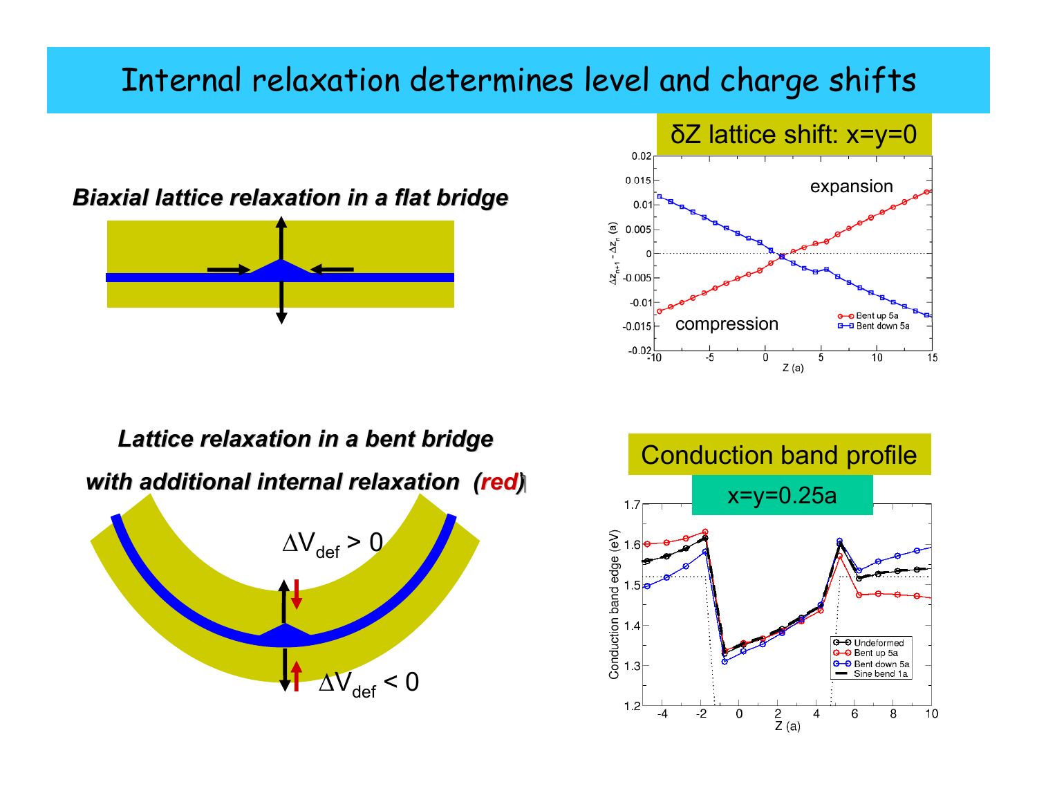# Internal relaxation determines level and charge shifts

***Biaxial lattice relaxation in a flat bridge***

***Lattice relaxation in a bent bridge***

***with additional internal relaxation (red)***

$\Delta V_{def} > 0$

$\Delta V_{def} < 0$

δZ lattice shift: x=y=0

expansion

compression

Bent up 5a

Bent down 5a

$\Delta z_{n+1} - \Delta z_n$ (a)

Z (a)

Conduction band profile

x=y=0.25a

Conduction band edge (eV)

Undeformed

Bent up 5a

Bent down 5a

Sine bend 1a

Z (a)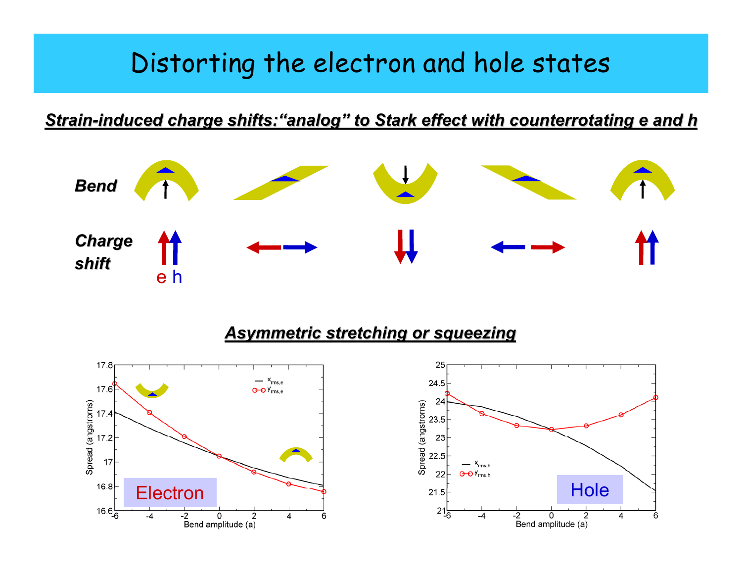# Distorting the electron and hole states

***Strain-induced charge shifts: "analog" to Stark effect with counterrotating e and h***

**Bend**

**Charge shift**

e h

***Asymmetric stretching or squeezing***

Electron

Hole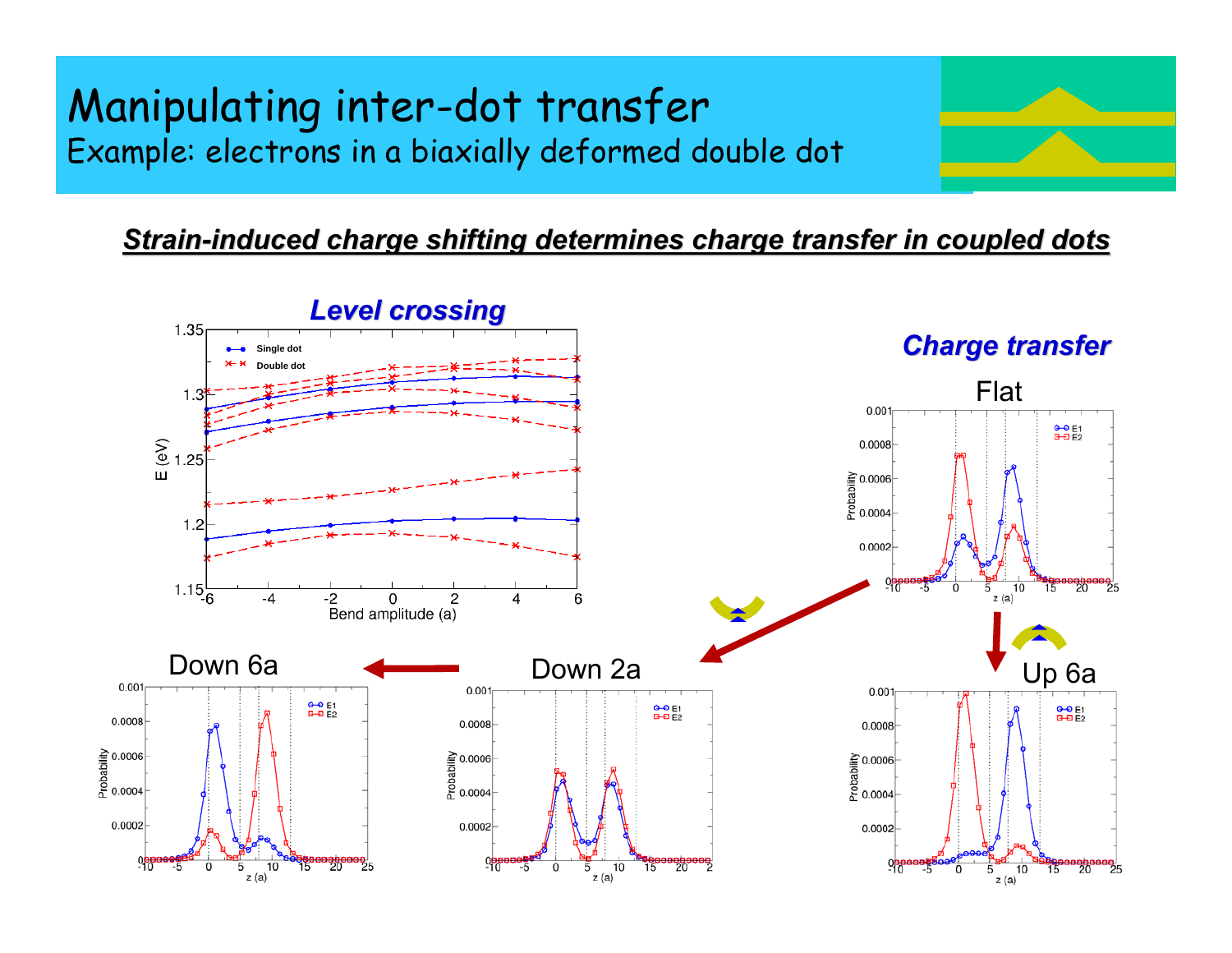# Manipulating inter-dot transfer

Example: electrons in a biaxially deformed double dot

***Strain-induced charge shifting determines charge transfer in coupled dots***

### *Level crossing*

E (eV) vs. Bend amplitude (a) — Single dot, Double dot

### *Charge transfer*

Flat

Down 2a

Down 6a

Up 6a

Probability vs. z (a) — E1, E2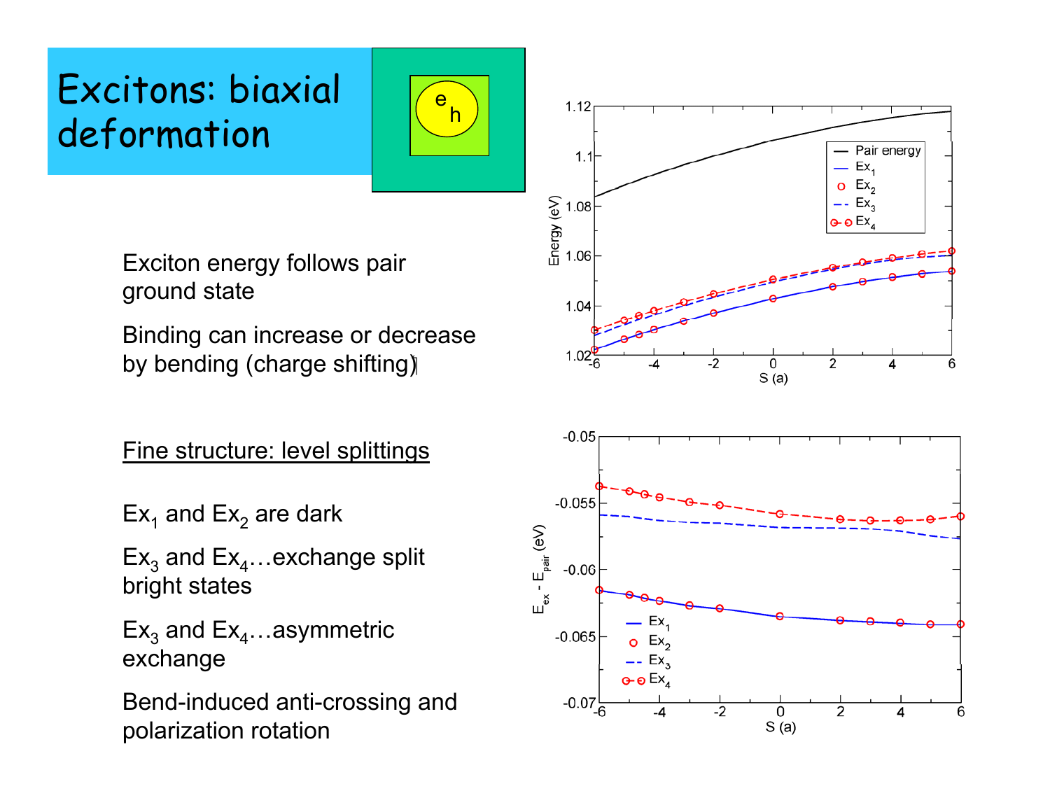# Excitons: biaxial deformation

Exciton energy follows pair ground state

Binding can increase or decrease by bending (charge shifting)

Fine structure: level splittings

$Ex_1$ and $Ex_2$ are dark

$Ex_3$ and $Ex_4$…exchange split bright states

$Ex_3$ and $Ex_4$…asymmetric exchange

Bend-induced anti-crossing and polarization rotation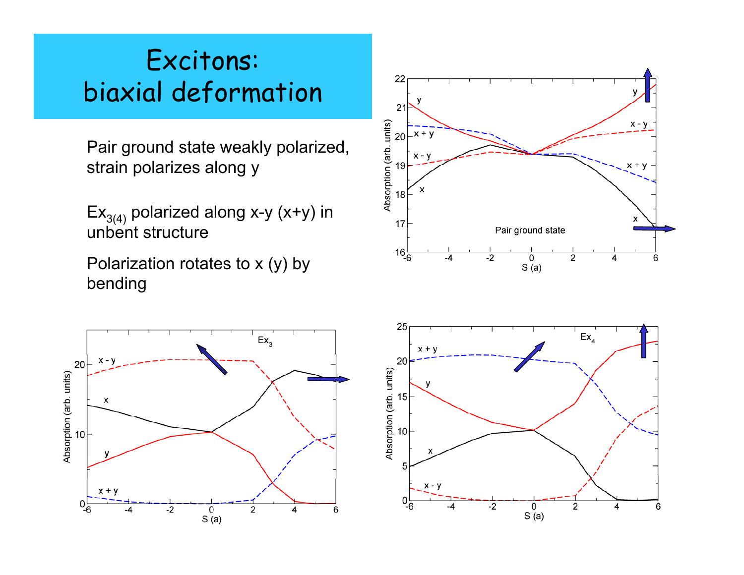# Excitons: biaxial deformation

Pair ground state weakly polarized, strain polarizes along y

$Ex_{3(4)}$ polarized along x-y (x+y) in unbent structure

Polarization rotates to x (y) by bending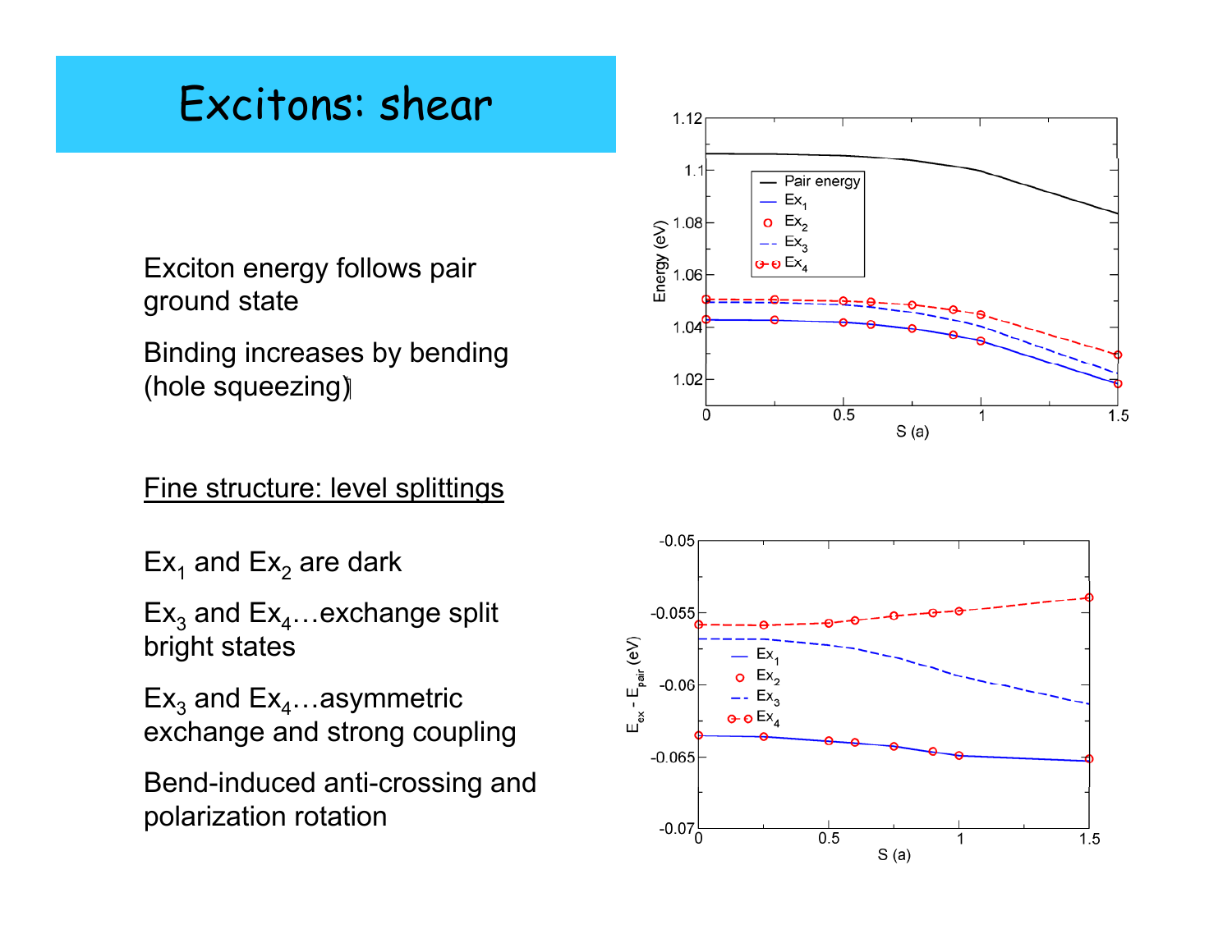# Excitons: shear

Exciton energy follows pair ground state

Binding increases by bending (hole squeezing)

<u>Fine structure: level splittings</u>

$Ex_1$ and $Ex_2$ are dark

$Ex_3$ and $Ex_4$…exchange split bright states

$Ex_3$ and $Ex_4$…asymmetric exchange and strong coupling

Bend-induced anti-crossing and polarization rotation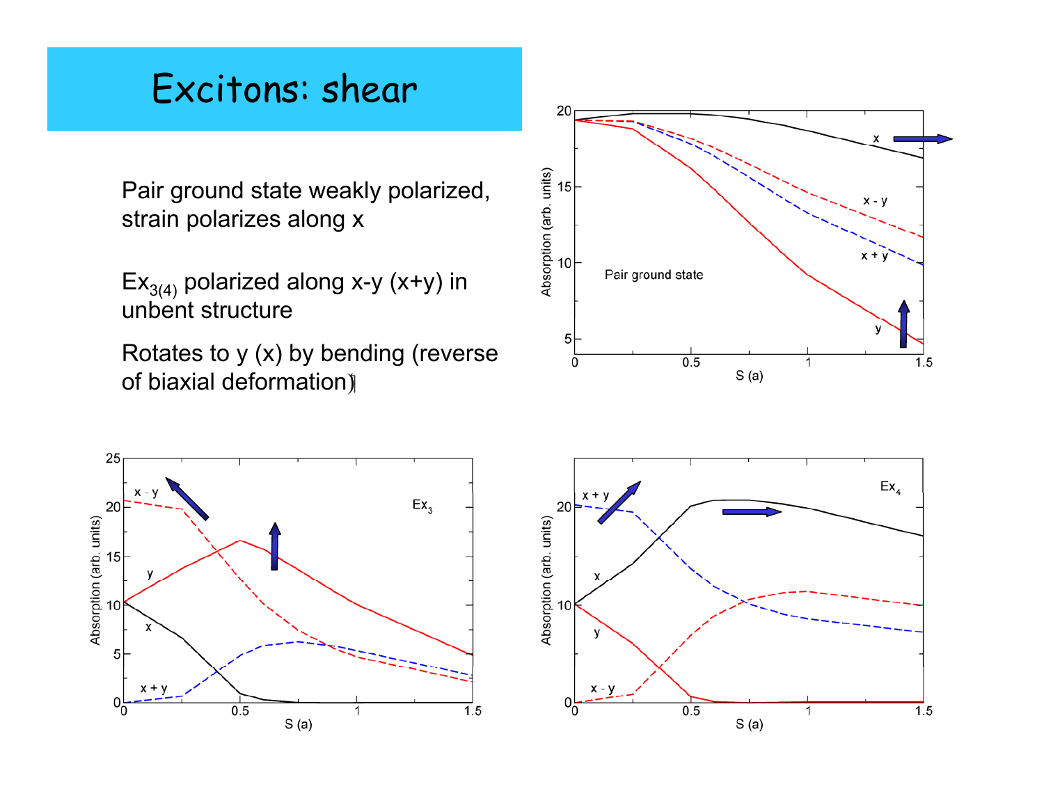# Excitons: shear

Pair ground state weakly polarized, strain polarizes along x

$Ex_{3(4)}$ polarized along x-y (x+y) in unbent structure

Rotates to y (x) by bending (reverse of biaxial deformation)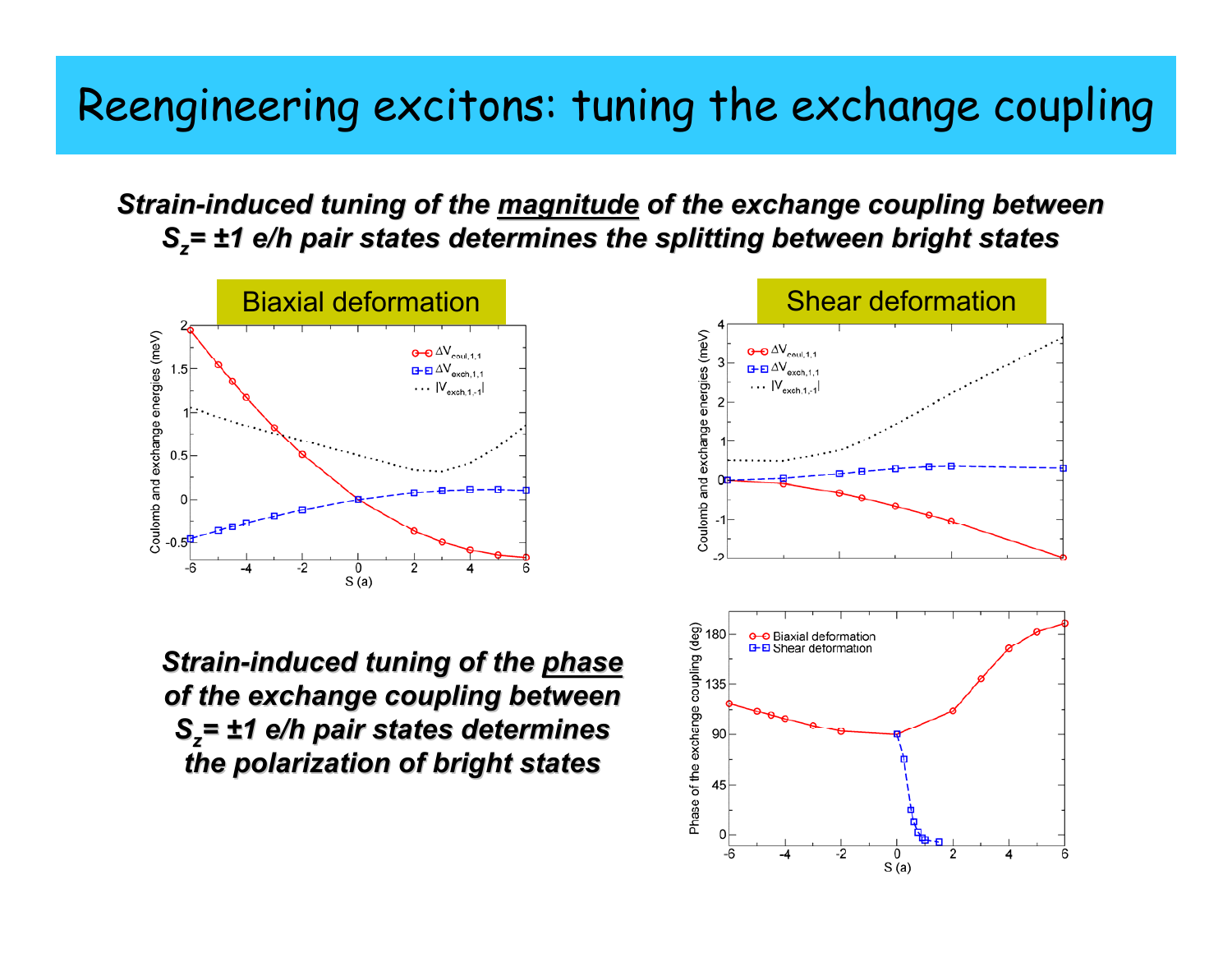# Reengineering excitons: tuning the exchange coupling

***Strain-induced tuning of the <u>magnitude</u> of the exchange coupling between $S_z$= ±1 e/h pair states determines the splitting between bright states***

Biaxial deformation

Coulomb and exchange energies (meV)

2
1.5
1
0.5
0
-0.5

-6 -4 -2 0 2 4 6

S (a)

$\Delta V_{coul,1,1}$

$\Delta V_{exch,1,1}$

$|V_{exch,1,-1}|$

Shear deformation

Coulomb and exchange energies (meV)

4
3
2
1
0
-1
-2

$\Delta V_{coul,1,1}$

$\Delta V_{exch,1,1}$

$|V_{exch,1,-1}|$

***Strain-induced tuning of the <u>phase</u> of the exchange coupling between $S_z$= ±1 e/h pair states determines the polarization of bright states***

Phase of the exchange coupling (deg)

180
135
90
45
0

-6 -4 -2 0 2 4 6

S (a)

Biaxial deformation

Shear deformation